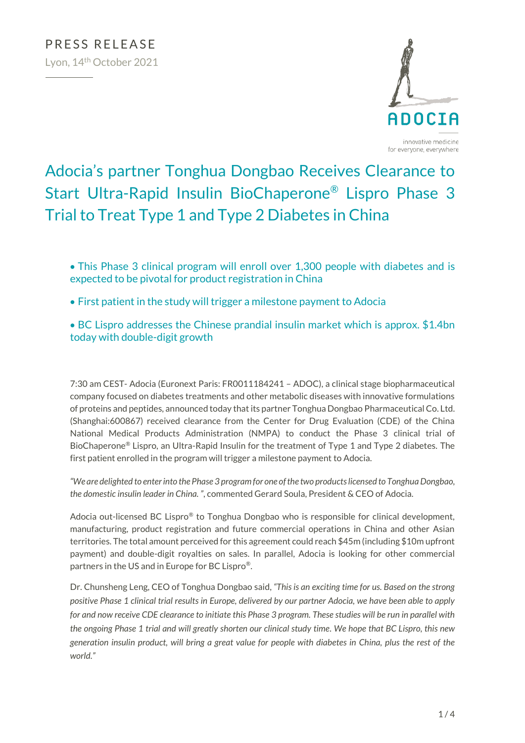PRESS RELEASE

Lyon, 14th October 2021

ADOCIA

innovative medicine
for everyone, everywhere

# Adocia's partner Tonghua Dongbao Receives Clearance to Start Ultra-Rapid Insulin BioChaperone® Lispro Phase 3 Trial to Treat Type 1 and Type 2 Diabetes in China

- This Phase 3 clinical program will enroll over 1,300 people with diabetes and is expected to be pivotal for product registration in China
- First patient in the study will trigger a milestone payment to Adocia
- BC Lispro addresses the Chinese prandial insulin market which is approx. $1.4bn today with double-digit growth

7:30 am CEST- Adocia (Euronext Paris: FR0011184241 – ADOC), a clinical stage biopharmaceutical company focused on diabetes treatments and other metabolic diseases with innovative formulations of proteins and peptides, announced today that its partner Tonghua Dongbao Pharmaceutical Co. Ltd. (Shanghai:600867) received clearance from the Center for Drug Evaluation (CDE) of the China National Medical Products Administration (NMPA) to conduct the Phase 3 clinical trial of BioChaperone® Lispro, an Ultra-Rapid Insulin for the treatment of Type 1 and Type 2 diabetes. The first patient enrolled in the program will trigger a milestone payment to Adocia.

*"We are delighted to enter into the Phase 3 program for one of the two products licensed to Tonghua Dongbao, the domestic insulin leader in China. "*, commented Gerard Soula, President & CEO of Adocia.

Adocia out-licensed BC Lispro® to Tonghua Dongbao who is responsible for clinical development, manufacturing, product registration and future commercial operations in China and other Asian territories. The total amount perceived for this agreement could reach $45m (including $10m upfront payment) and double-digit royalties on sales. In parallel, Adocia is looking for other commercial partners in the US and in Europe for BC Lispro®.

Dr. Chunsheng Leng, CEO of Tonghua Dongbao said, *"This is an exciting time for us. Based on the strong positive Phase 1 clinical trial results in Europe, delivered by our partner Adocia, we have been able to apply for and now receive CDE clearance to initiate this Phase 3 program. These studies will be run in parallel with the ongoing Phase 1 trial and will greatly shorten our clinical study time. We hope that BC Lispro, this new generation insulin product, will bring a great value for people with diabetes in China, plus the rest of the world."*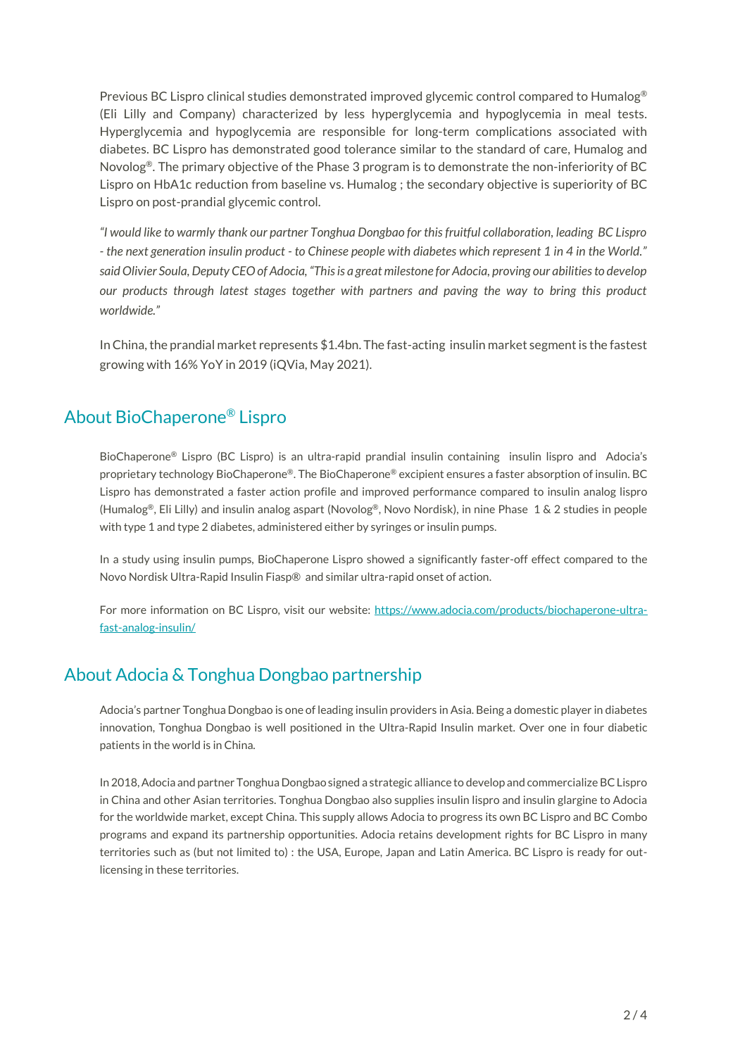Previous BC Lispro clinical studies demonstrated improved glycemic control compared to Humalog® (Eli Lilly and Company) characterized by less hyperglycemia and hypoglycemia in meal tests. Hyperglycemia and hypoglycemia are responsible for long-term complications associated with diabetes. BC Lispro has demonstrated good tolerance similar to the standard of care, Humalog and Novolog®. The primary objective of the Phase 3 program is to demonstrate the non-inferiority of BC Lispro on HbA1c reduction from baseline vs. Humalog ; the secondary objective is superiority of BC Lispro on post-prandial glycemic control.

*"I would like to warmly thank our partner Tonghua Dongbao for this fruitful collaboration, leading BC Lispro - the next generation insulin product - to Chinese people with diabetes which represent 1 in 4 in the World." said Olivier Soula, Deputy CEO of Adocia, "This is a great milestone for Adocia, proving our abilities to develop our products through latest stages together with partners and paving the way to bring this product worldwide."*

In China, the prandial market represents $1.4bn. The fast-acting insulin market segment is the fastest growing with 16% YoY in 2019 (iQVia, May 2021).

## About BioChaperone® Lispro

BioChaperone® Lispro (BC Lispro) is an ultra-rapid prandial insulin containing insulin lispro and Adocia's proprietary technology BioChaperone®. The BioChaperone® excipient ensures a faster absorption of insulin. BC Lispro has demonstrated a faster action profile and improved performance compared to insulin analog lispro (Humalog®, Eli Lilly) and insulin analog aspart (Novolog®, Novo Nordisk), in nine Phase 1 & 2 studies in people with type 1 and type 2 diabetes, administered either by syringes or insulin pumps.

In a study using insulin pumps, BioChaperone Lispro showed a significantly faster-off effect compared to the Novo Nordisk Ultra-Rapid Insulin Fiasp® and similar ultra-rapid onset of action.

For more information on BC Lispro, visit our website: [https://www.adocia.com/products/biochaperone-ultra-fast-analog-insulin/](https://www.adocia.com/products/biochaperone-ultra-fast-analog-insulin/)

## About Adocia & Tonghua Dongbao partnership

Adocia's partner Tonghua Dongbao is one of leading insulin providers in Asia. Being a domestic player in diabetes innovation, Tonghua Dongbao is well positioned in the Ultra-Rapid Insulin market. Over one in four diabetic patients in the world is in China.

In 2018, Adocia and partner Tonghua Dongbao signed a strategic alliance to develop and commercialize BC Lispro in China and other Asian territories. Tonghua Dongbao also supplies insulin lispro and insulin glargine to Adocia for the worldwide market, except China. This supply allows Adocia to progress its own BC Lispro and BC Combo programs and expand its partnership opportunities. Adocia retains development rights for BC Lispro in many territories such as (but not limited to) : the USA, Europe, Japan and Latin America. BC Lispro is ready for out-licensing in these territories.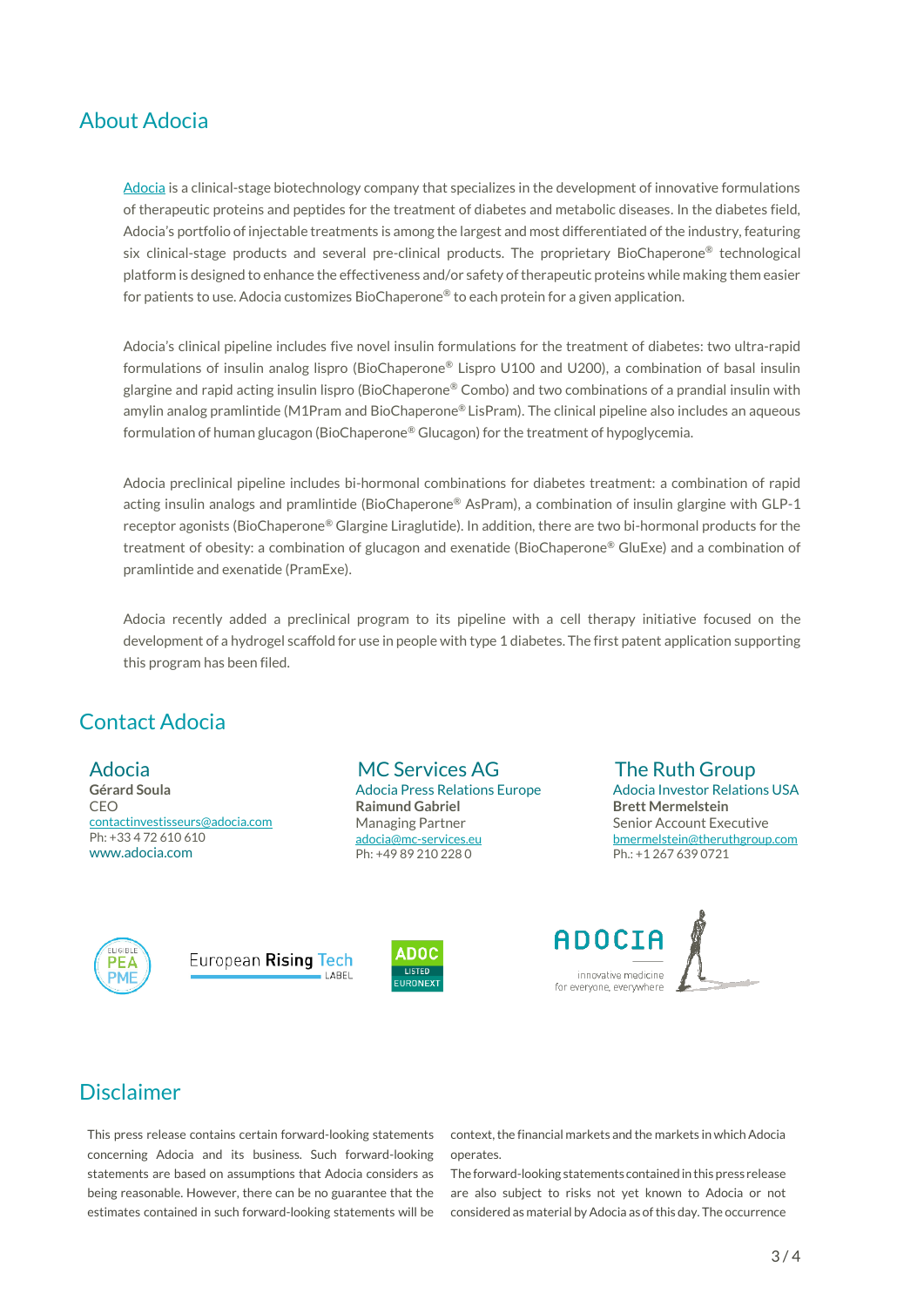## About Adocia

Adocia is a clinical-stage biotechnology company that specializes in the development of innovative formulations of therapeutic proteins and peptides for the treatment of diabetes and metabolic diseases. In the diabetes field, Adocia's portfolio of injectable treatments is among the largest and most differentiated of the industry, featuring six clinical-stage products and several pre-clinical products. The proprietary BioChaperone® technological platform is designed to enhance the effectiveness and/or safety of therapeutic proteins while making them easier for patients to use. Adocia customizes BioChaperone® to each protein for a given application.

Adocia's clinical pipeline includes five novel insulin formulations for the treatment of diabetes: two ultra-rapid formulations of insulin analog lispro (BioChaperone® Lispro U100 and U200), a combination of basal insulin glargine and rapid acting insulin lispro (BioChaperone® Combo) and two combinations of a prandial insulin with amylin analog pramlintide (M1Pram and BioChaperone® LisPram). The clinical pipeline also includes an aqueous formulation of human glucagon (BioChaperone® Glucagon) for the treatment of hypoglycemia.

Adocia preclinical pipeline includes bi-hormonal combinations for diabetes treatment: a combination of rapid acting insulin analogs and pramlintide (BioChaperone® AsPram), a combination of insulin glargine with GLP-1 receptor agonists (BioChaperone® Glargine Liraglutide). In addition, there are two bi-hormonal products for the treatment of obesity: a combination of glucagon and exenatide (BioChaperone® GluExe) and a combination of pramlintide and exenatide (PramExe).

Adocia recently added a preclinical program to its pipeline with a cell therapy initiative focused on the development of a hydrogel scaffold for use in people with type 1 diabetes. The first patent application supporting this program has been filed.

## Contact Adocia

### Adocia
**Gérard Soula**
CEO
contactinvestisseurs@adocia.com
Ph: +33 4 72 610 610
www.adocia.com

### MC Services AG
Adocia Press Relations Europe
**Raimund Gabriel**
Managing Partner
adocia@mc-services.eu
Ph: +49 89 210 228 0

### The Ruth Group
Adocia Investor Relations USA
**Brett Mermelstein**
Senior Account Executive
bmermelstein@theruthgroup.com
Ph.: +1 267 639 0721

## Disclaimer

This press release contains certain forward-looking statements concerning Adocia and its business. Such forward-looking statements are based on assumptions that Adocia considers as being reasonable. However, there can be no guarantee that the estimates contained in such forward-looking statements will be context, the financial markets and the markets in which Adocia operates.

The forward-looking statements contained in this press release are also subject to risks not yet known to Adocia or not considered as material by Adocia as of this day. The occurrence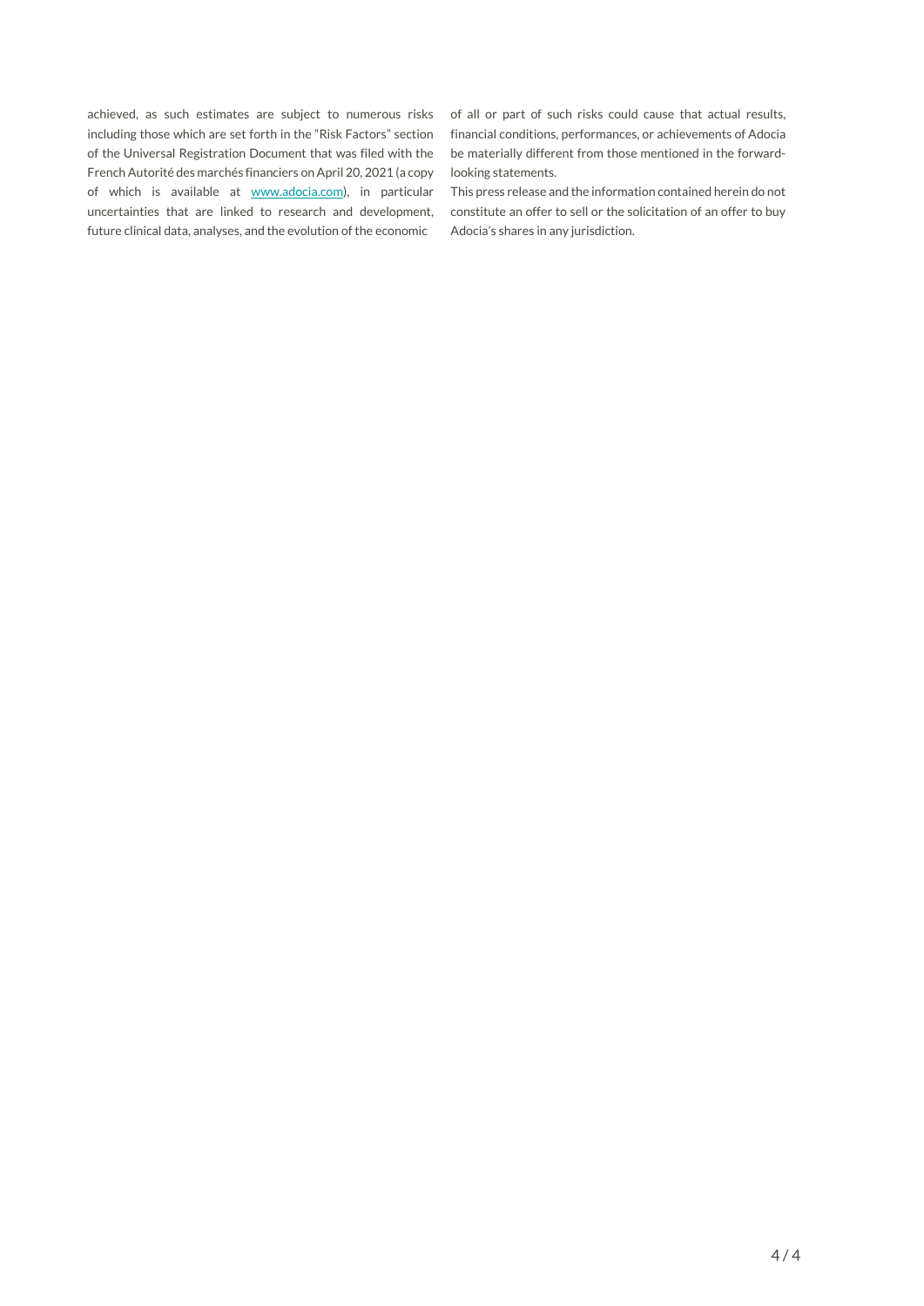achieved, as such estimates are subject to numerous risks including those which are set forth in the "Risk Factors" section of the Universal Registration Document that was filed with the French Autorité des marchés financiers on April 20, 2021 (a copy of which is available at [www.adocia.com](www.adocia.com)), in particular uncertainties that are linked to research and development, future clinical data, analyses, and the evolution of the economic of all or part of such risks could cause that actual results, financial conditions, performances, or achievements of Adocia be materially different from those mentioned in the forward-looking statements.

This press release and the information contained herein do not constitute an offer to sell or the solicitation of an offer to buy Adocia's shares in any jurisdiction.